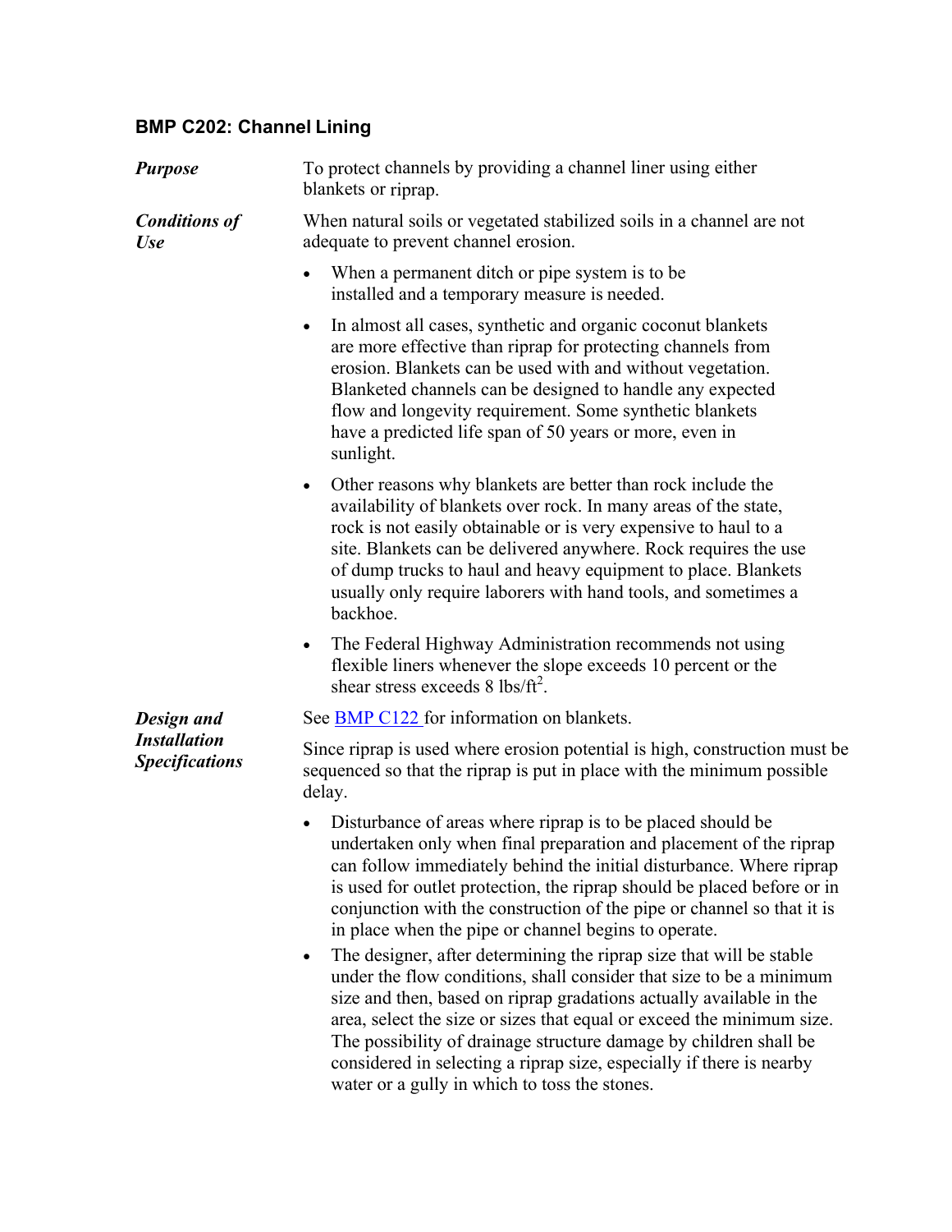## BMP C202: Channel Lining

***Purpose***

To protect channels by providing a channel liner using either blankets or riprap.

***Conditions of Use***

When natural soils or vegetated stabilized soils in a channel are not adequate to prevent channel erosion.

- When a permanent ditch or pipe system is to be installed and a temporary measure is needed.
- In almost all cases, synthetic and organic coconut blankets are more effective than riprap for protecting channels from erosion. Blankets can be used with and without vegetation. Blanketed channels can be designed to handle any expected flow and longevity requirement. Some synthetic blankets have a predicted life span of 50 years or more, even in sunlight.
- Other reasons why blankets are better than rock include the availability of blankets over rock. In many areas of the state, rock is not easily obtainable or is very expensive to haul to a site. Blankets can be delivered anywhere. Rock requires the use of dump trucks to haul and heavy equipment to place. Blankets usually only require laborers with hand tools, and sometimes a backhoe.
- The Federal Highway Administration recommends not using flexible liners whenever the slope exceeds 10 percent or the shear stress exceeds 8 $lbs/ft^2$.

***Design and Installation Specifications***

See BMP C122 for information on blankets.

Since riprap is used where erosion potential is high, construction must be sequenced so that the riprap is put in place with the minimum possible delay.

- Disturbance of areas where riprap is to be placed should be undertaken only when final preparation and placement of the riprap can follow immediately behind the initial disturbance. Where riprap is used for outlet protection, the riprap should be placed before or in conjunction with the construction of the pipe or channel so that it is in place when the pipe or channel begins to operate.
- The designer, after determining the riprap size that will be stable under the flow conditions, shall consider that size to be a minimum size and then, based on riprap gradations actually available in the area, select the size or sizes that equal or exceed the minimum size. The possibility of drainage structure damage by children shall be considered in selecting a riprap size, especially if there is nearby water or a gully in which to toss the stones.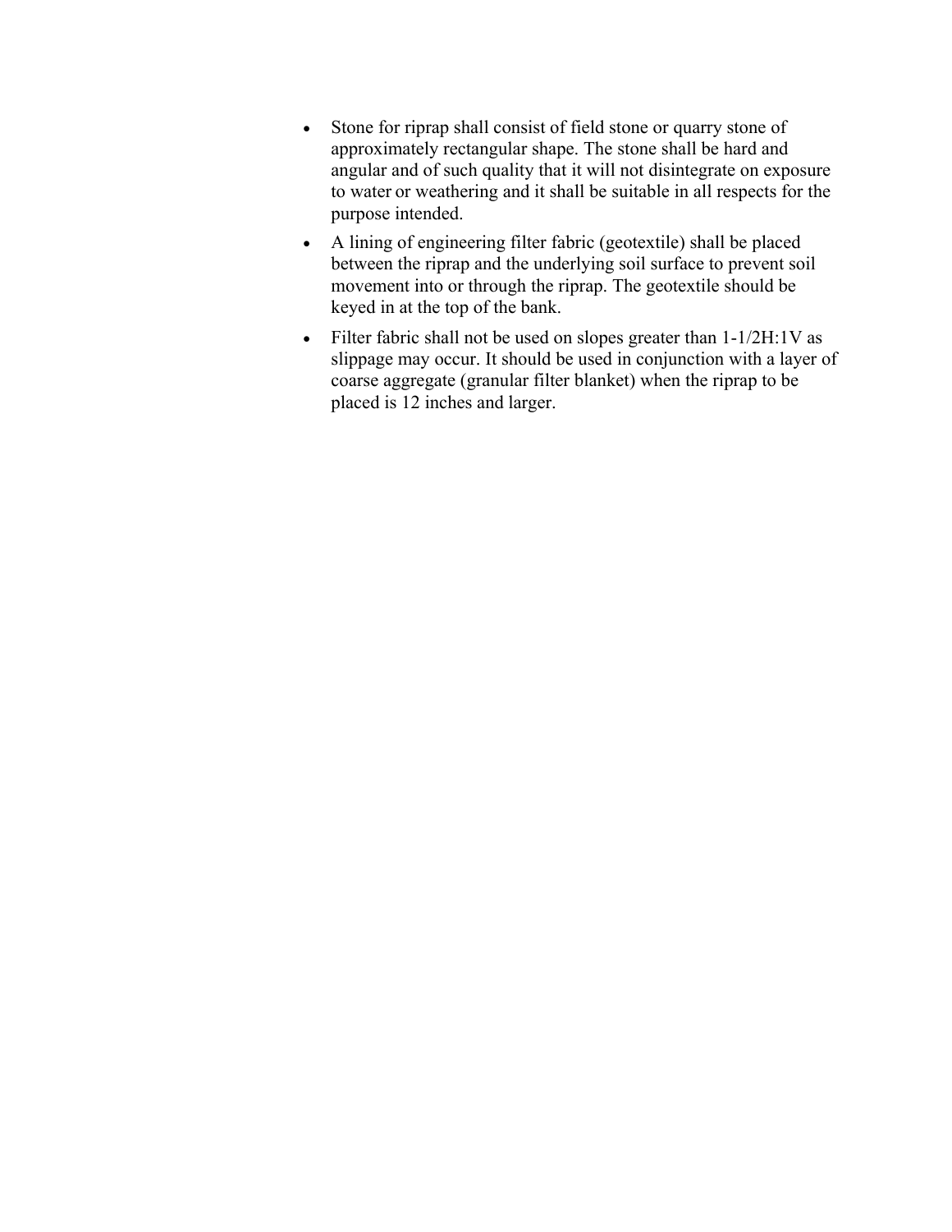- Stone for riprap shall consist of field stone or quarry stone of approximately rectangular shape. The stone shall be hard and angular and of such quality that it will not disintegrate on exposure to water or weathering and it shall be suitable in all respects for the purpose intended.
- A lining of engineering filter fabric (geotextile) shall be placed between the riprap and the underlying soil surface to prevent soil movement into or through the riprap. The geotextile should be keyed in at the top of the bank.
- Filter fabric shall not be used on slopes greater than 1-1/2H:1V as slippage may occur. It should be used in conjunction with a layer of coarse aggregate (granular filter blanket) when the riprap to be placed is 12 inches and larger.